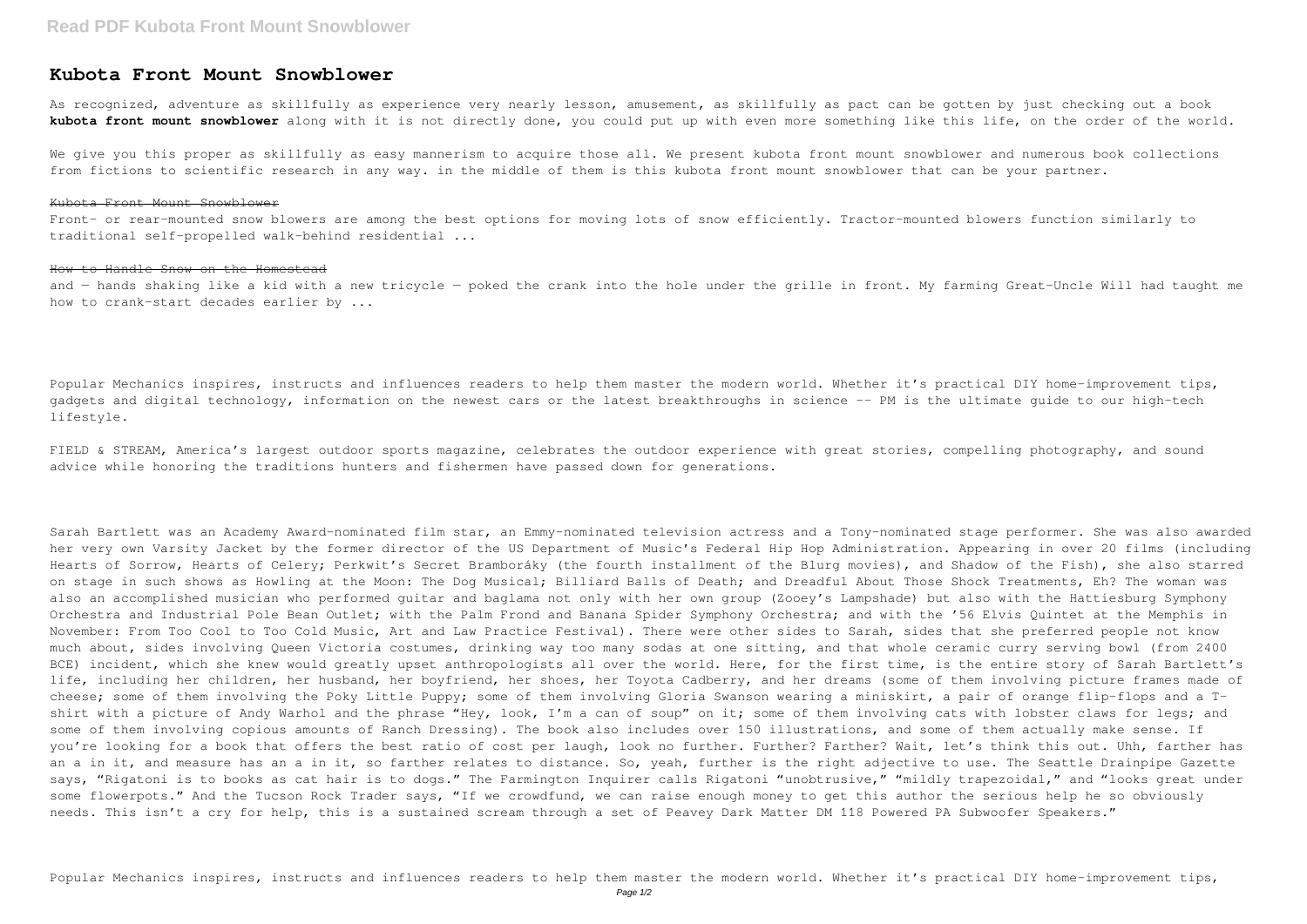# Kubota Front Mount Snowblower

As recognized, adventure as skillfully as experience very nearly lesson, amusement, as skillfully as pact can be gotten by just checking out a book **kubota front mount snowblower** along with it is not directly done, you could put up with even more something like this life, on the order of the world.

We give you this proper as skillfully as easy mannerism to acquire those all. We present kubota front mount snowblower and numerous book collections from fictions to scientific research in any way. in the middle of them is this kubota front mount snowblower that can be your partner.

## Kubota Front Mount Snowblower

Front- or rear-mounted snow blowers are among the best options for moving lots of snow efficiently. Tractor-mounted blowers function similarly to traditional self-propelled walk-behind residential ...

## How to Handle Snow on the Homestead

and — hands shaking like a kid with a new tricycle — poked the crank into the hole under the grille in front. My farming Great-Uncle Will had taught me how to crank-start decades earlier by ...

Popular Mechanics inspires, instructs and influences readers to help them master the modern world. Whether it's practical DIY home-improvement tips, gadgets and digital technology, information on the newest cars or the latest breakthroughs in science -- PM is the ultimate guide to our high-tech lifestyle.

FIELD & STREAM, America's largest outdoor sports magazine, celebrates the outdoor experience with great stories, compelling photography, and sound advice while honoring the traditions hunters and fishermen have passed down for generations.

Sarah Bartlett was an Academy Award-nominated film star, an Emmy-nominated television actress and a Tony-nominated stage performer. She was also awarded her very own Varsity Jacket by the former director of the US Department of Music's Federal Hip Hop Administration. Appearing in over 20 films (including Hearts of Sorrow, Hearts of Celery; Perkwit's Secret Bramboráky (the fourth installment of the Blurg movies), and Shadow of the Fish), she also starred on stage in such shows as Howling at the Moon: The Dog Musical; Billiard Balls of Death; and Dreadful About Those Shock Treatments, Eh? The woman was also an accomplished musician who performed guitar and baglama not only with her own group (Zooey's Lampshade) but also with the Hattiesburg Symphony Orchestra and Industrial Pole Bean Outlet; with the Palm Frond and Banana Spider Symphony Orchestra; and with the '56 Elvis Quintet at the Memphis in November: From Too Cool to Too Cold Music, Art and Law Practice Festival). There were other sides to Sarah, sides that she preferred people not know much about, sides involving Queen Victoria costumes, drinking way too many sodas at one sitting, and that whole ceramic curry serving bowl (from 2400 BCE) incident, which she knew would greatly upset anthropologists all over the world. Here, for the first time, is the entire story of Sarah Bartlett's life, including her children, her husband, her boyfriend, her shoes, her Toyota Cadberry, and her dreams (some of them involving picture frames made of cheese; some of them involving the Poky Little Puppy; some of them involving Gloria Swanson wearing a miniskirt, a pair of orange flip-flops and a T-shirt with a picture of Andy Warhol and the phrase "Hey, look, I'm a can of soup" on it; some of them involving cats with lobster claws for legs; and some of them involving copious amounts of Ranch Dressing). The book also includes over 150 illustrations, and some of them actually make sense. If you're looking for a book that offers the best ratio of cost per laugh, look no further. Further? Farther? Wait, let's think this out. Uhh, farther has an a in it, and measure has an a in it, so farther relates to distance. So, yeah, further is the right adjective to use. The Seattle Drainpipe Gazette says, "Rigatoni is to books as cat hair is to dogs." The Farmington Inquirer calls Rigatoni "unobtrusive," "mildly trapezoidal," and "looks great under some flowerpots." And the Tucson Rock Trader says, "If we crowdfund, we can raise enough money to get this author the serious help he so obviously needs. This isn't a cry for help, this is a sustained scream through a set of Peavey Dark Matter DM 118 Powered PA Subwoofer Speakers."

Popular Mechanics inspires, instructs and influences readers to help them master the modern world. Whether it's practical DIY home-improvement tips,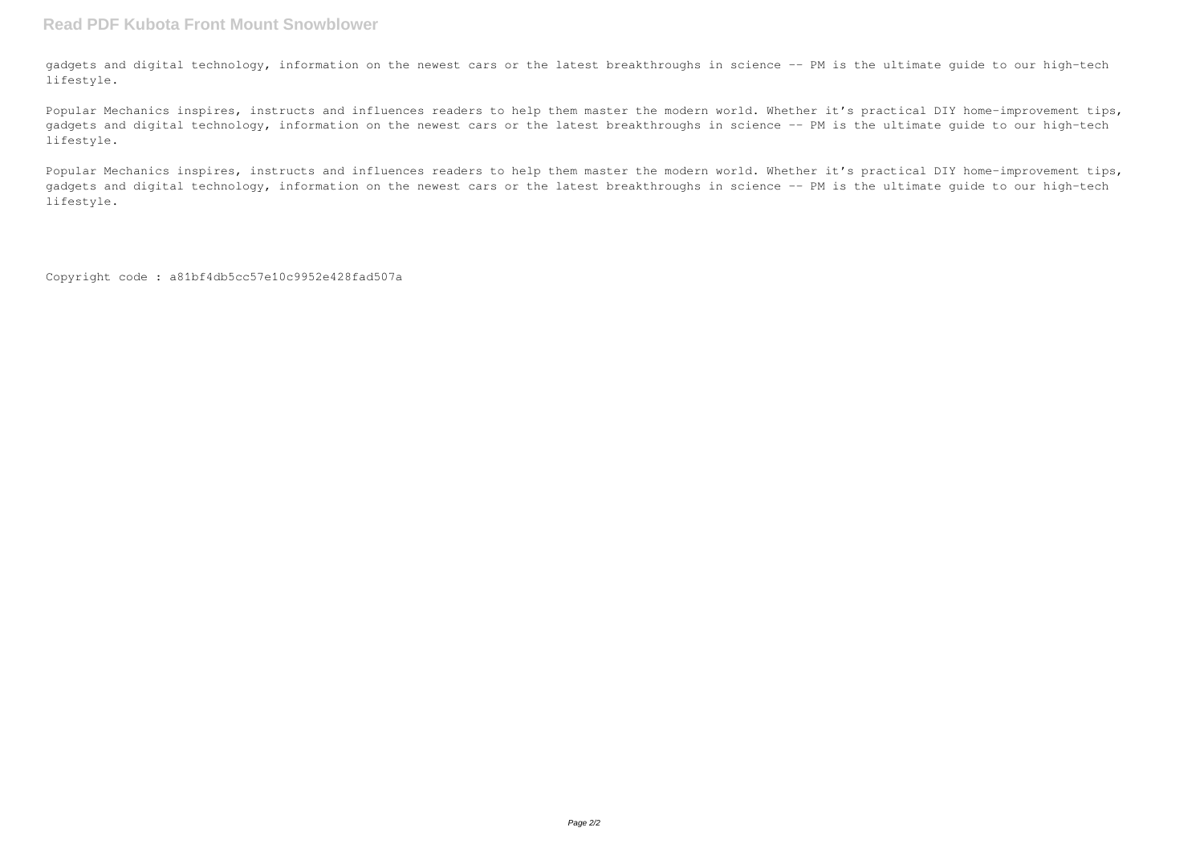gadgets and digital technology, information on the newest cars or the latest breakthroughs in science -- PM is the ultimate guide to our high-tech lifestyle.

Popular Mechanics inspires, instructs and influences readers to help them master the modern world. Whether it's practical DIY home-improvement tips, gadgets and digital technology, information on the newest cars or the latest breakthroughs in science -- PM is the ultimate guide to our high-tech lifestyle.

Popular Mechanics inspires, instructs and influences readers to help them master the modern world. Whether it's practical DIY home-improvement tips, gadgets and digital technology, information on the newest cars or the latest breakthroughs in science -- PM is the ultimate guide to our high-tech lifestyle.

Copyright code : a81bf4db5cc57e10c9952e428fad507a